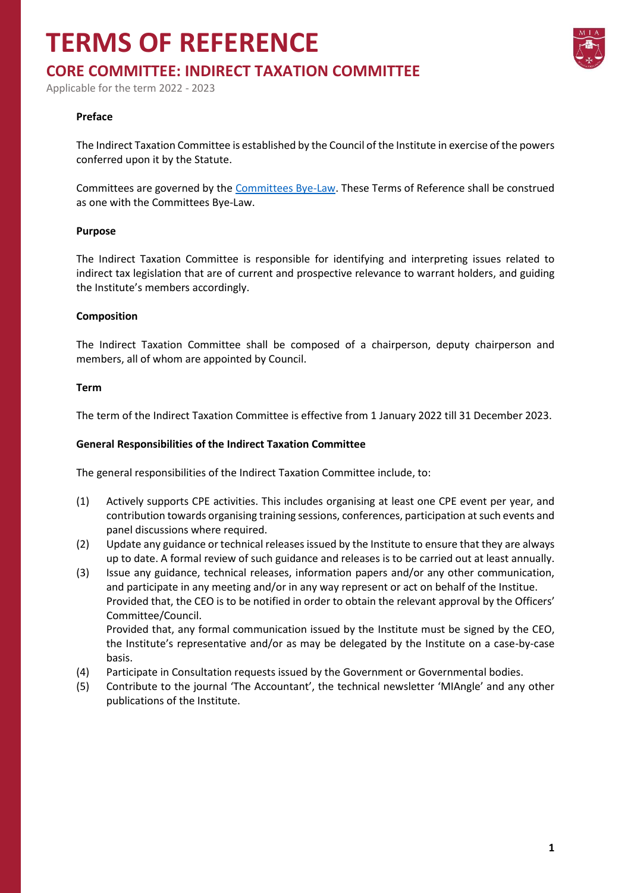# TERMS OF REFERENCE

## CORE COMMITTEE: INDIRECT TAXATION COMMITTEE

Applicable for the term 2022 - 2023

**Preface**

The Indirect Taxation Committee is established by the Council of the Institute in exercise of the powers conferred upon it by the Statute.

Committees are governed by the Committees Bye-Law. These Terms of Reference shall be construed as one with the Committees Bye-Law.

**Purpose**

The Indirect Taxation Committee is responsible for identifying and interpreting issues related to indirect tax legislation that are of current and prospective relevance to warrant holders, and guiding the Institute's members accordingly.

**Composition**

The Indirect Taxation Committee shall be composed of a chairperson, deputy chairperson and members, all of whom are appointed by Council.

**Term**

The term of the Indirect Taxation Committee is effective from 1 January 2022 till 31 December 2023.

**General Responsibilities of the Indirect Taxation Committee**

The general responsibilities of the Indirect Taxation Committee include, to:

(1) Actively supports CPE activities. This includes organising at least one CPE event per year, and contribution towards organising training sessions, conferences, participation at such events and panel discussions where required.

(2) Update any guidance or technical releases issued by the Institute to ensure that they are always up to date. A formal review of such guidance and releases is to be carried out at least annually.

(3) Issue any guidance, technical releases, information papers and/or any other communication, and participate in any meeting and/or in any way represent or act on behalf of the Institue. Provided that, the CEO is to be notified in order to obtain the relevant approval by the Officers' Committee/Council.
Provided that, any formal communication issued by the Institute must be signed by the CEO, the Institute's representative and/or as may be delegated by the Institute on a case-by-case basis.

(4) Participate in Consultation requests issued by the Government or Governmental bodies.

(5) Contribute to the journal 'The Accountant', the technical newsletter 'MIAngle' and any other publications of the Institute.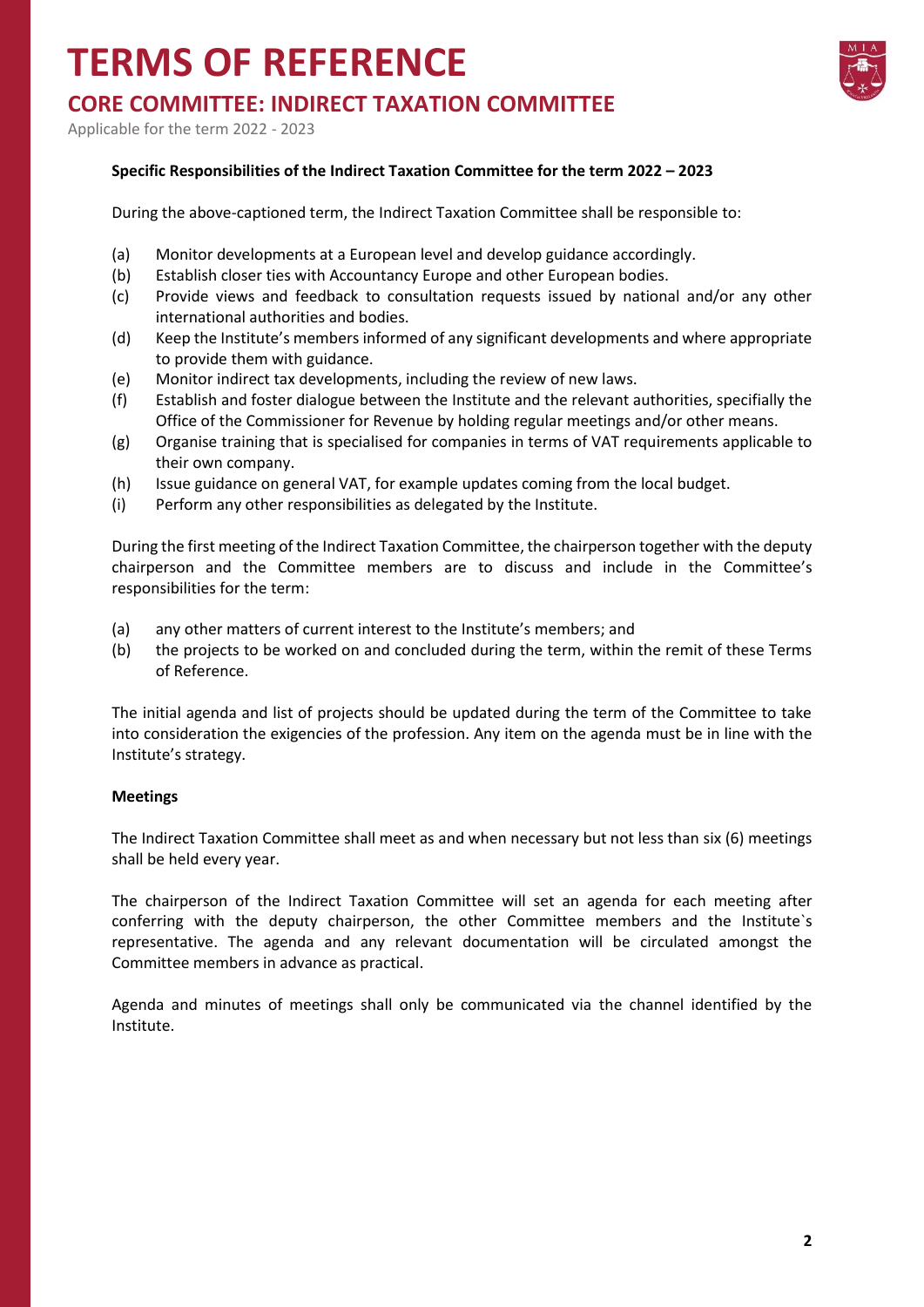# TERMS OF REFERENCE

## CORE COMMITTEE: INDIRECT TAXATION COMMITTEE

Applicable for the term 2022 - 2023

**Specific Responsibilities of the Indirect Taxation Committee for the term 2022 – 2023**

During the above-captioned term, the Indirect Taxation Committee shall be responsible to:

(a) Monitor developments at a European level and develop guidance accordingly.
(b) Establish closer ties with Accountancy Europe and other European bodies.
(c) Provide views and feedback to consultation requests issued by national and/or any other international authorities and bodies.
(d) Keep the Institute's members informed of any significant developments and where appropriate to provide them with guidance.
(e) Monitor indirect tax developments, including the review of new laws.
(f) Establish and foster dialogue between the Institute and the relevant authorities, specifically the Office of the Commissioner for Revenue by holding regular meetings and/or other means.
(g) Organise training that is specialised for companies in terms of VAT requirements applicable to their own company.
(h) Issue guidance on general VAT, for example updates coming from the local budget.
(i) Perform any other responsibilities as delegated by the Institute.

During the first meeting of the Indirect Taxation Committee, the chairperson together with the deputy chairperson and the Committee members are to discuss and include in the Committee's responsibilities for the term:

(a) any other matters of current interest to the Institute's members; and
(b) the projects to be worked on and concluded during the term, within the remit of these Terms of Reference.

The initial agenda and list of projects should be updated during the term of the Committee to take into consideration the exigencies of the profession. Any item on the agenda must be in line with the Institute's strategy.

**Meetings**

The Indirect Taxation Committee shall meet as and when necessary but not less than six (6) meetings shall be held every year.

The chairperson of the Indirect Taxation Committee will set an agenda for each meeting after conferring with the deputy chairperson, the other Committee members and the Institute`s representative. The agenda and any relevant documentation will be circulated amongst the Committee members in advance as practical.

Agenda and minutes of meetings shall only be communicated via the channel identified by the Institute.